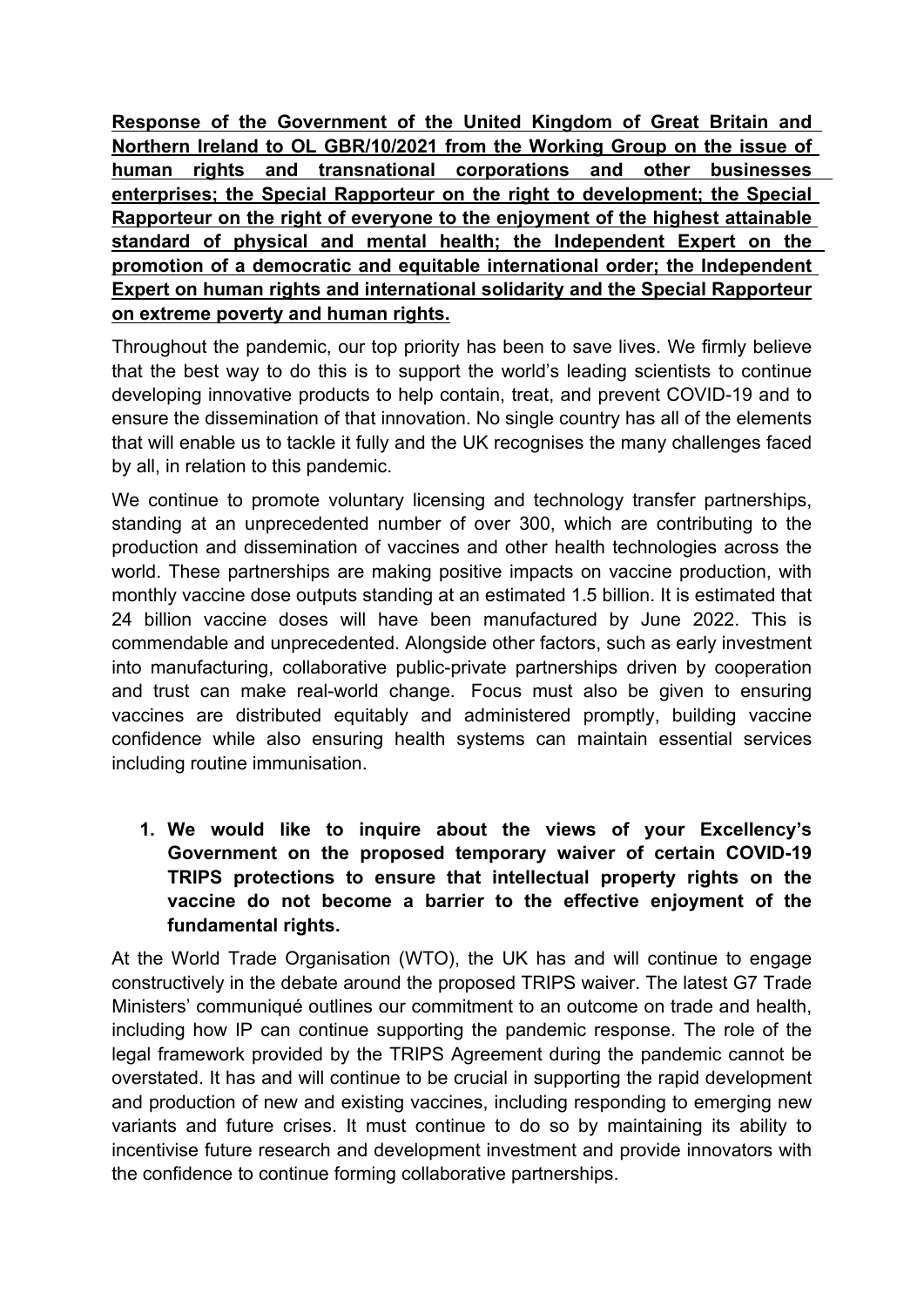**Response of the Government of the United Kingdom of Great Britain and Northern Ireland to OL GBR/10/2021 from the Working Group on the issue of human rights and transnational corporations and other businesses enterprises; the Special Rapporteur on the right to development; the Special Rapporteur on the right of everyone to the enjoyment of the highest attainable standard of physical and mental health; the Independent Expert on the promotion of a democratic and equitable international order; the Independent Expert on human rights and international solidarity and the Special Rapporteur on extreme poverty and human rights.**

Throughout the pandemic, our top priority has been to save lives. We firmly believe that the best way to do this is to support the world's leading scientists to continue developing innovative products to help contain, treat, and prevent COVID-19 and to ensure the dissemination of that innovation. No single country has all of the elements that will enable us to tackle it fully and the UK recognises the many challenges faced by all, in relation to this pandemic.

We continue to promote voluntary licensing and technology transfer partnerships, standing at an unprecedented number of over 300, which are contributing to the production and dissemination of vaccines and other health technologies across the world. These partnerships are making positive impacts on vaccine production, with monthly vaccine dose outputs standing at an estimated 1.5 billion. It is estimated that 24 billion vaccine doses will have been manufactured by June 2022. This is commendable and unprecedented. Alongside other factors, such as early investment into manufacturing, collaborative public-private partnerships driven by cooperation and trust can make real-world change. Focus must also be given to ensuring vaccines are distributed equitably and administered promptly, building vaccine confidence while also ensuring health systems can maintain essential services including routine immunisation.

1. **We would like to inquire about the views of your Excellency's Government on the proposed temporary waiver of certain COVID-19 TRIPS protections to ensure that intellectual property rights on the vaccine do not become a barrier to the effective enjoyment of the fundamental rights.**

At the World Trade Organisation (WTO), the UK has and will continue to engage constructively in the debate around the proposed TRIPS waiver. The latest G7 Trade Ministers' communiqué outlines our commitment to an outcome on trade and health, including how IP can continue supporting the pandemic response. The role of the legal framework provided by the TRIPS Agreement during the pandemic cannot be overstated. It has and will continue to be crucial in supporting the rapid development and production of new and existing vaccines, including responding to emerging new variants and future crises. It must continue to do so by maintaining its ability to incentivise future research and development investment and provide innovators with the confidence to continue forming collaborative partnerships.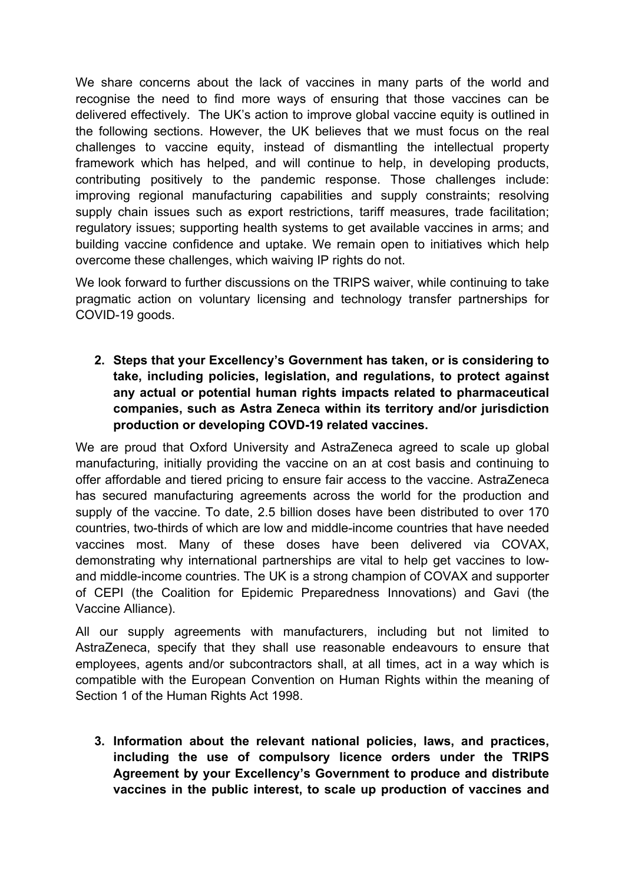We share concerns about the lack of vaccines in many parts of the world and recognise the need to find more ways of ensuring that those vaccines can be delivered effectively. The UK's action to improve global vaccine equity is outlined in the following sections. However, the UK believes that we must focus on the real challenges to vaccine equity, instead of dismantling the intellectual property framework which has helped, and will continue to help, in developing products, contributing positively to the pandemic response. Those challenges include: improving regional manufacturing capabilities and supply constraints; resolving supply chain issues such as export restrictions, tariff measures, trade facilitation; regulatory issues; supporting health systems to get available vaccines in arms; and building vaccine confidence and uptake. We remain open to initiatives which help overcome these challenges, which waiving IP rights do not.

We look forward to further discussions on the TRIPS waiver, while continuing to take pragmatic action on voluntary licensing and technology transfer partnerships for COVID-19 goods.

2. **Steps that your Excellency's Government has taken, or is considering to take, including policies, legislation, and regulations, to protect against any actual or potential human rights impacts related to pharmaceutical companies, such as Astra Zeneca within its territory and/or jurisdiction production or developing COVD-19 related vaccines.**

We are proud that Oxford University and AstraZeneca agreed to scale up global manufacturing, initially providing the vaccine on an at cost basis and continuing to offer affordable and tiered pricing to ensure fair access to the vaccine. AstraZeneca has secured manufacturing agreements across the world for the production and supply of the vaccine. To date, 2.5 billion doses have been distributed to over 170 countries, two-thirds of which are low and middle-income countries that have needed vaccines most. Many of these doses have been delivered via COVAX, demonstrating why international partnerships are vital to help get vaccines to low- and middle-income countries. The UK is a strong champion of COVAX and supporter of CEPI (the Coalition for Epidemic Preparedness Innovations) and Gavi (the Vaccine Alliance).

All our supply agreements with manufacturers, including but not limited to AstraZeneca, specify that they shall use reasonable endeavours to ensure that employees, agents and/or subcontractors shall, at all times, act in a way which is compatible with the European Convention on Human Rights within the meaning of Section 1 of the Human Rights Act 1998.

3. **Information about the relevant national policies, laws, and practices, including the use of compulsory licence orders under the TRIPS Agreement by your Excellency's Government to produce and distribute vaccines in the public interest, to scale up production of vaccines and**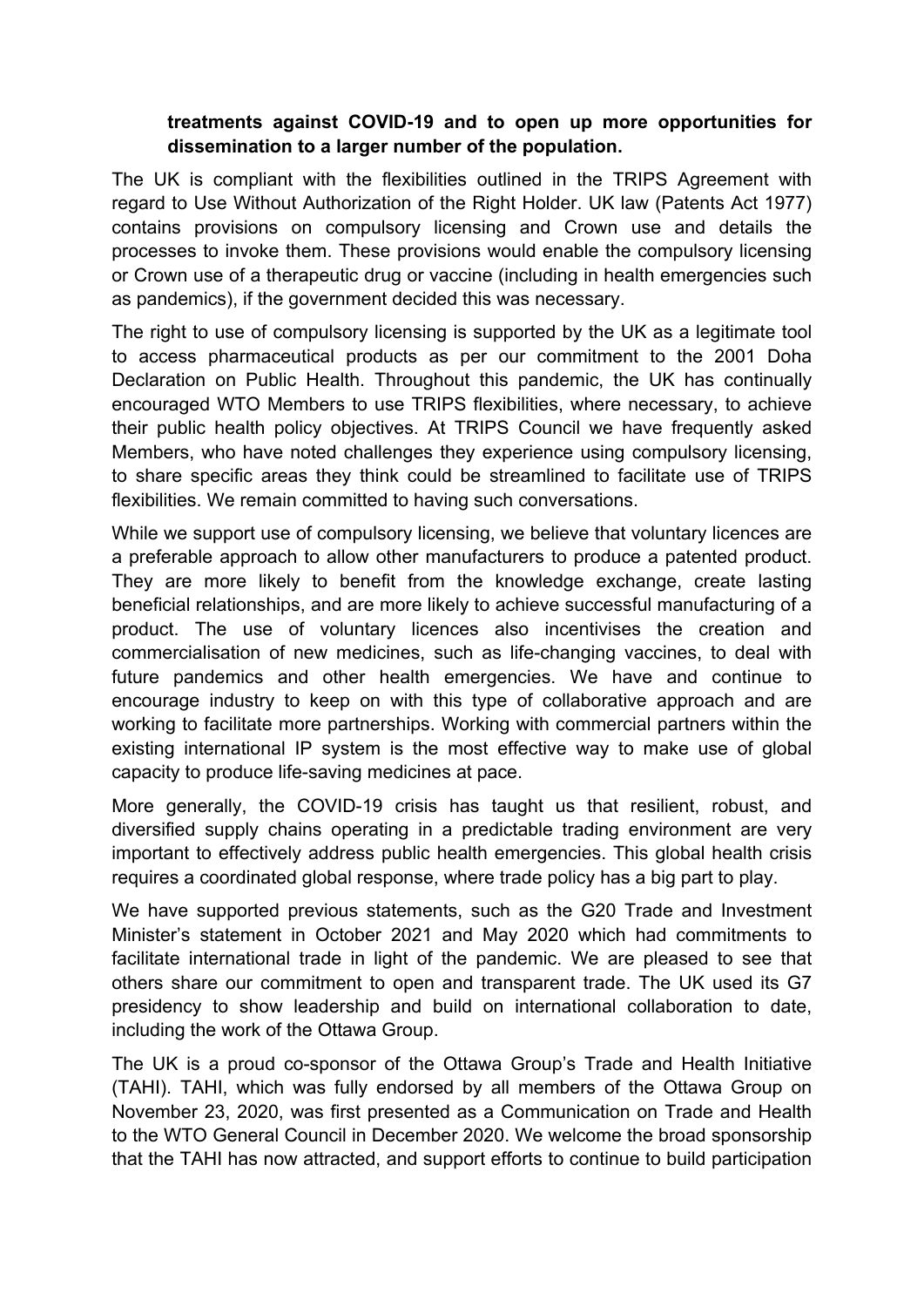**treatments against COVID-19 and to open up more opportunities for dissemination to a larger number of the population.**

The UK is compliant with the flexibilities outlined in the TRIPS Agreement with regard to Use Without Authorization of the Right Holder. UK law (Patents Act 1977) contains provisions on compulsory licensing and Crown use and details the processes to invoke them. These provisions would enable the compulsory licensing or Crown use of a therapeutic drug or vaccine (including in health emergencies such as pandemics), if the government decided this was necessary.

The right to use of compulsory licensing is supported by the UK as a legitimate tool to access pharmaceutical products as per our commitment to the 2001 Doha Declaration on Public Health. Throughout this pandemic, the UK has continually encouraged WTO Members to use TRIPS flexibilities, where necessary, to achieve their public health policy objectives. At TRIPS Council we have frequently asked Members, who have noted challenges they experience using compulsory licensing, to share specific areas they think could be streamlined to facilitate use of TRIPS flexibilities. We remain committed to having such conversations.

While we support use of compulsory licensing, we believe that voluntary licences are a preferable approach to allow other manufacturers to produce a patented product. They are more likely to benefit from the knowledge exchange, create lasting beneficial relationships, and are more likely to achieve successful manufacturing of a product. The use of voluntary licences also incentivises the creation and commercialisation of new medicines, such as life-changing vaccines, to deal with future pandemics and other health emergencies. We have and continue to encourage industry to keep on with this type of collaborative approach and are working to facilitate more partnerships. Working with commercial partners within the existing international IP system is the most effective way to make use of global capacity to produce life-saving medicines at pace.

More generally, the COVID-19 crisis has taught us that resilient, robust, and diversified supply chains operating in a predictable trading environment are very important to effectively address public health emergencies. This global health crisis requires a coordinated global response, where trade policy has a big part to play.

We have supported previous statements, such as the G20 Trade and Investment Minister's statement in October 2021 and May 2020 which had commitments to facilitate international trade in light of the pandemic. We are pleased to see that others share our commitment to open and transparent trade. The UK used its G7 presidency to show leadership and build on international collaboration to date, including the work of the Ottawa Group.

The UK is a proud co-sponsor of the Ottawa Group's Trade and Health Initiative (TAHI). TAHI, which was fully endorsed by all members of the Ottawa Group on November 23, 2020, was first presented as a Communication on Trade and Health to the WTO General Council in December 2020. We welcome the broad sponsorship that the TAHI has now attracted, and support efforts to continue to build participation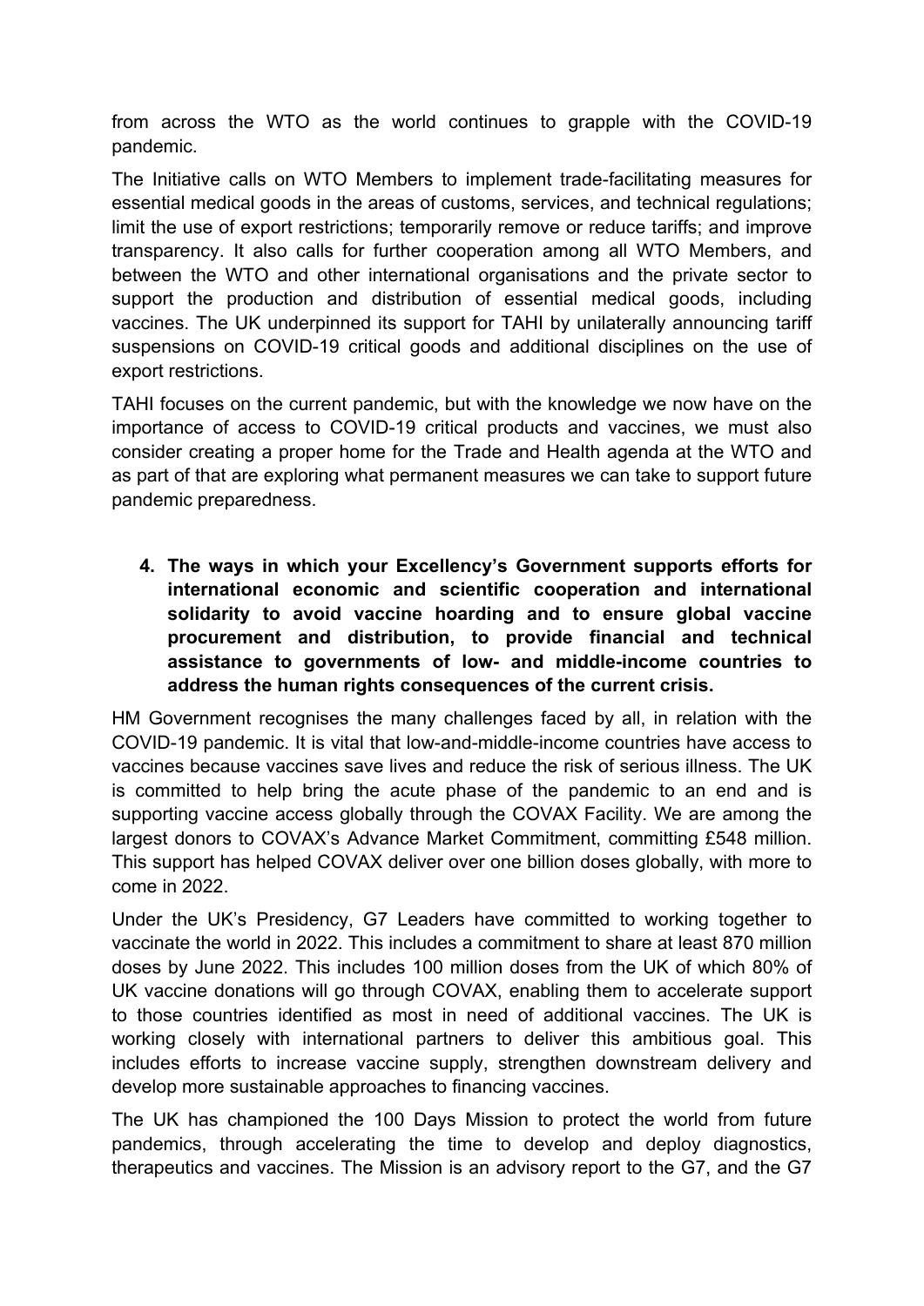from across the WTO as the world continues to grapple with the COVID-19 pandemic.

The Initiative calls on WTO Members to implement trade-facilitating measures for essential medical goods in the areas of customs, services, and technical regulations; limit the use of export restrictions; temporarily remove or reduce tariffs; and improve transparency. It also calls for further cooperation among all WTO Members, and between the WTO and other international organisations and the private sector to support the production and distribution of essential medical goods, including vaccines. The UK underpinned its support for TAHI by unilaterally announcing tariff suspensions on COVID-19 critical goods and additional disciplines on the use of export restrictions.

TAHI focuses on the current pandemic, but with the knowledge we now have on the importance of access to COVID-19 critical products and vaccines, we must also consider creating a proper home for the Trade and Health agenda at the WTO and as part of that are exploring what permanent measures we can take to support future pandemic preparedness.

4. **The ways in which your Excellency's Government supports efforts for international economic and scientific cooperation and international solidarity to avoid vaccine hoarding and to ensure global vaccine procurement and distribution, to provide financial and technical assistance to governments of low- and middle-income countries to address the human rights consequences of the current crisis.**

HM Government recognises the many challenges faced by all, in relation with the COVID-19 pandemic. It is vital that low-and-middle-income countries have access to vaccines because vaccines save lives and reduce the risk of serious illness. The UK is committed to help bring the acute phase of the pandemic to an end and is supporting vaccine access globally through the COVAX Facility. We are among the largest donors to COVAX's Advance Market Commitment, committing £548 million. This support has helped COVAX deliver over one billion doses globally, with more to come in 2022.

Under the UK's Presidency, G7 Leaders have committed to working together to vaccinate the world in 2022. This includes a commitment to share at least 870 million doses by June 2022. This includes 100 million doses from the UK of which 80% of UK vaccine donations will go through COVAX, enabling them to accelerate support to those countries identified as most in need of additional vaccines. The UK is working closely with international partners to deliver this ambitious goal. This includes efforts to increase vaccine supply, strengthen downstream delivery and develop more sustainable approaches to financing vaccines.

The UK has championed the 100 Days Mission to protect the world from future pandemics, through accelerating the time to develop and deploy diagnostics, therapeutics and vaccines. The Mission is an advisory report to the G7, and the G7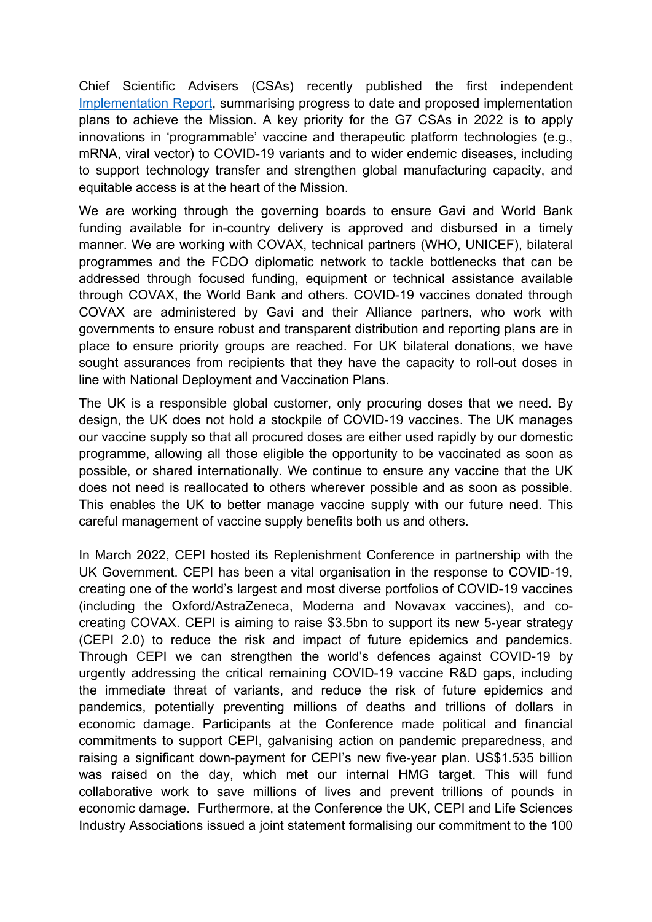Chief Scientific Advisers (CSAs) recently published the first independent [Implementation Report], summarising progress to date and proposed implementation plans to achieve the Mission. A key priority for the G7 CSAs in 2022 is to apply innovations in 'programmable' vaccine and therapeutic platform technologies (e.g., mRNA, viral vector) to COVID-19 variants and to wider endemic diseases, including to support technology transfer and strengthen global manufacturing capacity, and equitable access is at the heart of the Mission.

We are working through the governing boards to ensure Gavi and World Bank funding available for in-country delivery is approved and disbursed in a timely manner. We are working with COVAX, technical partners (WHO, UNICEF), bilateral programmes and the FCDO diplomatic network to tackle bottlenecks that can be addressed through focused funding, equipment or technical assistance available through COVAX, the World Bank and others. COVID-19 vaccines donated through COVAX are administered by Gavi and their Alliance partners, who work with governments to ensure robust and transparent distribution and reporting plans are in place to ensure priority groups are reached. For UK bilateral donations, we have sought assurances from recipients that they have the capacity to roll-out doses in line with National Deployment and Vaccination Plans.

The UK is a responsible global customer, only procuring doses that we need. By design, the UK does not hold a stockpile of COVID-19 vaccines. The UK manages our vaccine supply so that all procured doses are either used rapidly by our domestic programme, allowing all those eligible the opportunity to be vaccinated as soon as possible, or shared internationally. We continue to ensure any vaccine that the UK does not need is reallocated to others wherever possible and as soon as possible. This enables the UK to better manage vaccine supply with our future need. This careful management of vaccine supply benefits both us and others.

In March 2022, CEPI hosted its Replenishment Conference in partnership with the UK Government. CEPI has been a vital organisation in the response to COVID-19, creating one of the world's largest and most diverse portfolios of COVID-19 vaccines (including the Oxford/AstraZeneca, Moderna and Novavax vaccines), and co-creating COVAX. CEPI is aiming to raise $3.5bn to support its new 5-year strategy (CEPI 2.0) to reduce the risk and impact of future epidemics and pandemics. Through CEPI we can strengthen the world's defences against COVID-19 by urgently addressing the critical remaining COVID-19 vaccine R&D gaps, including the immediate threat of variants, and reduce the risk of future epidemics and pandemics, potentially preventing millions of deaths and trillions of dollars in economic damage. Participants at the Conference made political and financial commitments to support CEPI, galvanising action on pandemic preparedness, and raising a significant down-payment for CEPI's new five-year plan. US$1.535 billion was raised on the day, which met our internal HMG target. This will fund collaborative work to save millions of lives and prevent trillions of pounds in economic damage. Furthermore, at the Conference the UK, CEPI and Life Sciences Industry Associations issued a joint statement formalising our commitment to the 100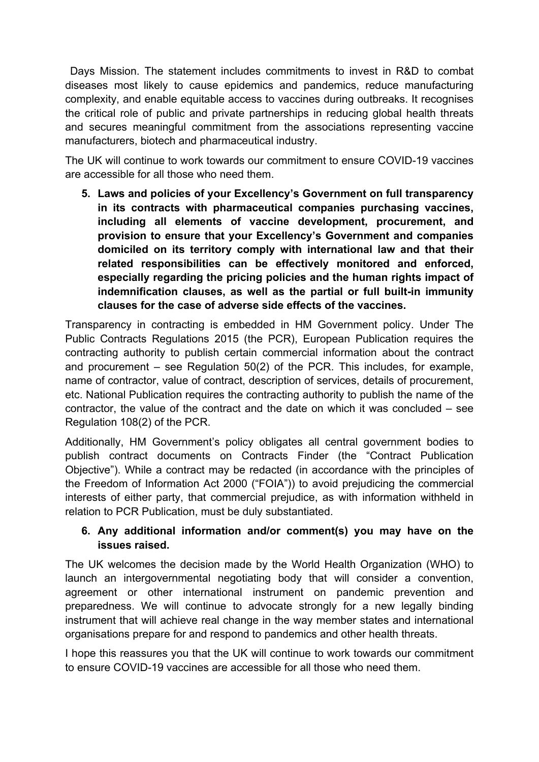Days Mission. The statement includes commitments to invest in R&D to combat diseases most likely to cause epidemics and pandemics, reduce manufacturing complexity, and enable equitable access to vaccines during outbreaks. It recognises the critical role of public and private partnerships in reducing global health threats and secures meaningful commitment from the associations representing vaccine manufacturers, biotech and pharmaceutical industry.

The UK will continue to work towards our commitment to ensure COVID-19 vaccines are accessible for all those who need them.

5. **Laws and policies of your Excellency's Government on full transparency in its contracts with pharmaceutical companies purchasing vaccines, including all elements of vaccine development, procurement, and provision to ensure that your Excellency's Government and companies domiciled on its territory comply with international law and that their related responsibilities can be effectively monitored and enforced, especially regarding the pricing policies and the human rights impact of indemnification clauses, as well as the partial or full built-in immunity clauses for the case of adverse side effects of the vaccines.**

Transparency in contracting is embedded in HM Government policy. Under The Public Contracts Regulations 2015 (the PCR), European Publication requires the contracting authority to publish certain commercial information about the contract and procurement – see Regulation 50(2) of the PCR. This includes, for example, name of contractor, value of contract, description of services, details of procurement, etc. National Publication requires the contracting authority to publish the name of the contractor, the value of the contract and the date on which it was concluded – see Regulation 108(2) of the PCR.

Additionally, HM Government's policy obligates all central government bodies to publish contract documents on Contracts Finder (the "Contract Publication Objective"). While a contract may be redacted (in accordance with the principles of the Freedom of Information Act 2000 ("FOIA")) to avoid prejudicing the commercial interests of either party, that commercial prejudice, as with information withheld in relation to PCR Publication, must be duly substantiated.

6. **Any additional information and/or comment(s) you may have on the issues raised.**

The UK welcomes the decision made by the World Health Organization (WHO) to launch an intergovernmental negotiating body that will consider a convention, agreement or other international instrument on pandemic prevention and preparedness. We will continue to advocate strongly for a new legally binding instrument that will achieve real change in the way member states and international organisations prepare for and respond to pandemics and other health threats.

I hope this reassures you that the UK will continue to work towards our commitment to ensure COVID-19 vaccines are accessible for all those who need them.